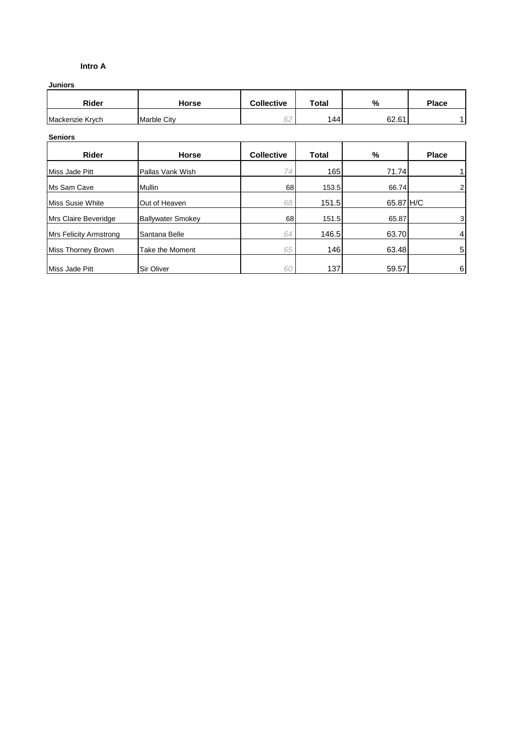## Intro A

### Juniors

| Rider | Horse | Collective | Total | % | Place |
|---|---|---|---|---|---|
| Mackenzie Krych | Marble City | 62 | 144 | 62.61 | 1 |

### Seniors

| Rider | Horse | Collective | Total | % | Place |
|---|---|---|---|---|---|
| Miss Jade Pitt | Pallas Vank Wish | 74 | 165 | 71.74 | 1 |
| Ms Sam Cave | Mullin | 68 | 153.5 | 66.74 | 2 |
| Miss Susie White | Out of Heaven | 68 | 151.5 | 65.87 | H/C |
| Mrs Claire Beveridge | Ballywater Smokey | 68 | 151.5 | 65.87 | 3 |
| Mrs Felicity Armstrong | Santana Belle | 64 | 146.5 | 63.70 | 4 |
| Miss Thorney Brown | Take the Moment | 65 | 146 | 63.48 | 5 |
| Miss Jade Pitt | Sir Oliver | 60 | 137 | 59.57 | 6 |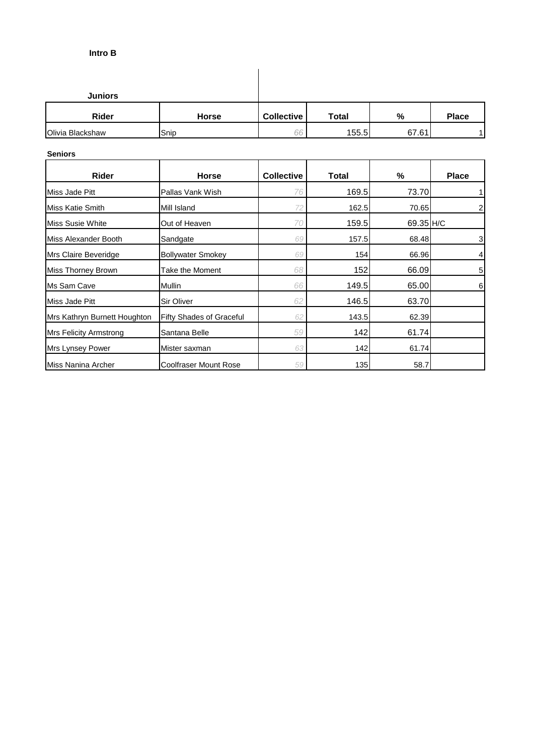**Intro B**

**Juniors**

| Rider | Horse | Collective | Total | % | Place |
|---|---|---|---|---|---|
| Olivia Blackshaw | Snip | 66 | 155.5 | 67.61 | 1 |

**Seniors**

| Rider | Horse | Collective | Total | % | Place |
|---|---|---|---|---|---|
| Miss Jade Pitt | Pallas Vank Wish | 76 | 169.5 | 73.70 | 1 |
| Miss Katie Smith | Mill Island | 72 | 162.5 | 70.65 | 2 |
| Miss Susie White | Out of Heaven | 70 | 159.5 | 69.35 | H/C |
| Miss Alexander Booth | Sandgate | 69 | 157.5 | 68.48 | 3 |
| Mrs Claire Beveridge | Bollywater Smokey | 69 | 154 | 66.96 | 4 |
| Miss Thorney Brown | Take the Moment | 68 | 152 | 66.09 | 5 |
| Ms Sam Cave | Mullin | 66 | 149.5 | 65.00 | 6 |
| Miss Jade Pitt | Sir Oliver | 62 | 146.5 | 63.70 | |
| Mrs Kathryn Burnett Houghton | Fifty Shades of Graceful | 62 | 143.5 | 62.39 | |
| Mrs Felicity Armstrong | Santana Belle | 59 | 142 | 61.74 | |
| Mrs Lynsey Power | Mister saxman | 63 | 142 | 61.74 | |
| Miss Nanina Archer | Coolfraser Mount Rose | 59 | 135 | 58.7 | |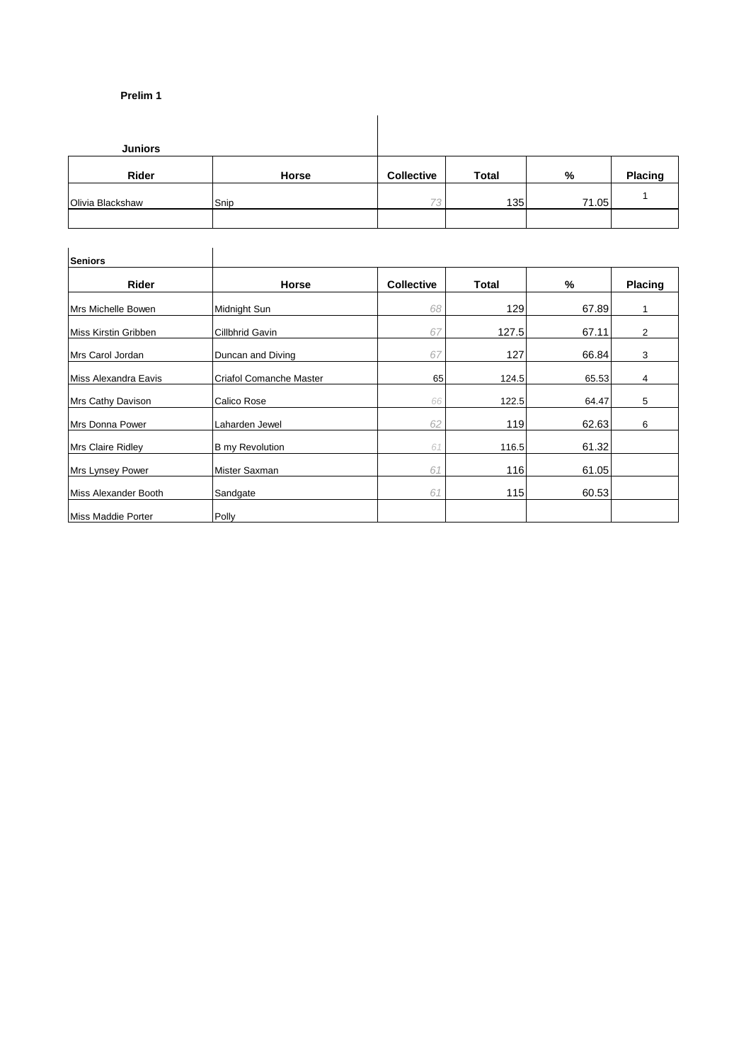**Prelim 1**

**Juniors**

| Rider | Horse | Collective | Total | % | Placing |
|---|---|---|---|---|---|
| Olivia Blackshaw | Snip | 73 | 135 | 71.05 | 1 |
| | | | | | |

**Seniors**

| Rider | Horse | Collective | Total | % | Placing |
|---|---|---|---|---|---|
| Mrs Michelle Bowen | Midnight Sun | 68 | 129 | 67.89 | 1 |
| Miss Kirstin Gribben | Cillbhrid Gavin | 67 | 127.5 | 67.11 | 2 |
| Mrs Carol Jordan | Duncan and Diving | 67 | 127 | 66.84 | 3 |
| Miss Alexandra Eavis | Criafol Comanche Master | 65 | 124.5 | 65.53 | 4 |
| Mrs Cathy Davison | Calico Rose | 66 | 122.5 | 64.47 | 5 |
| Mrs Donna Power | Laharden Jewel | 62 | 119 | 62.63 | 6 |
| Mrs Claire Ridley | B my Revolution | 61 | 116.5 | 61.32 | |
| Mrs Lynsey Power | Mister Saxman | 61 | 116 | 61.05 | |
| Miss Alexander Booth | Sandgate | 61 | 115 | 60.53 | |
| Miss Maddie Porter | Polly | | | | |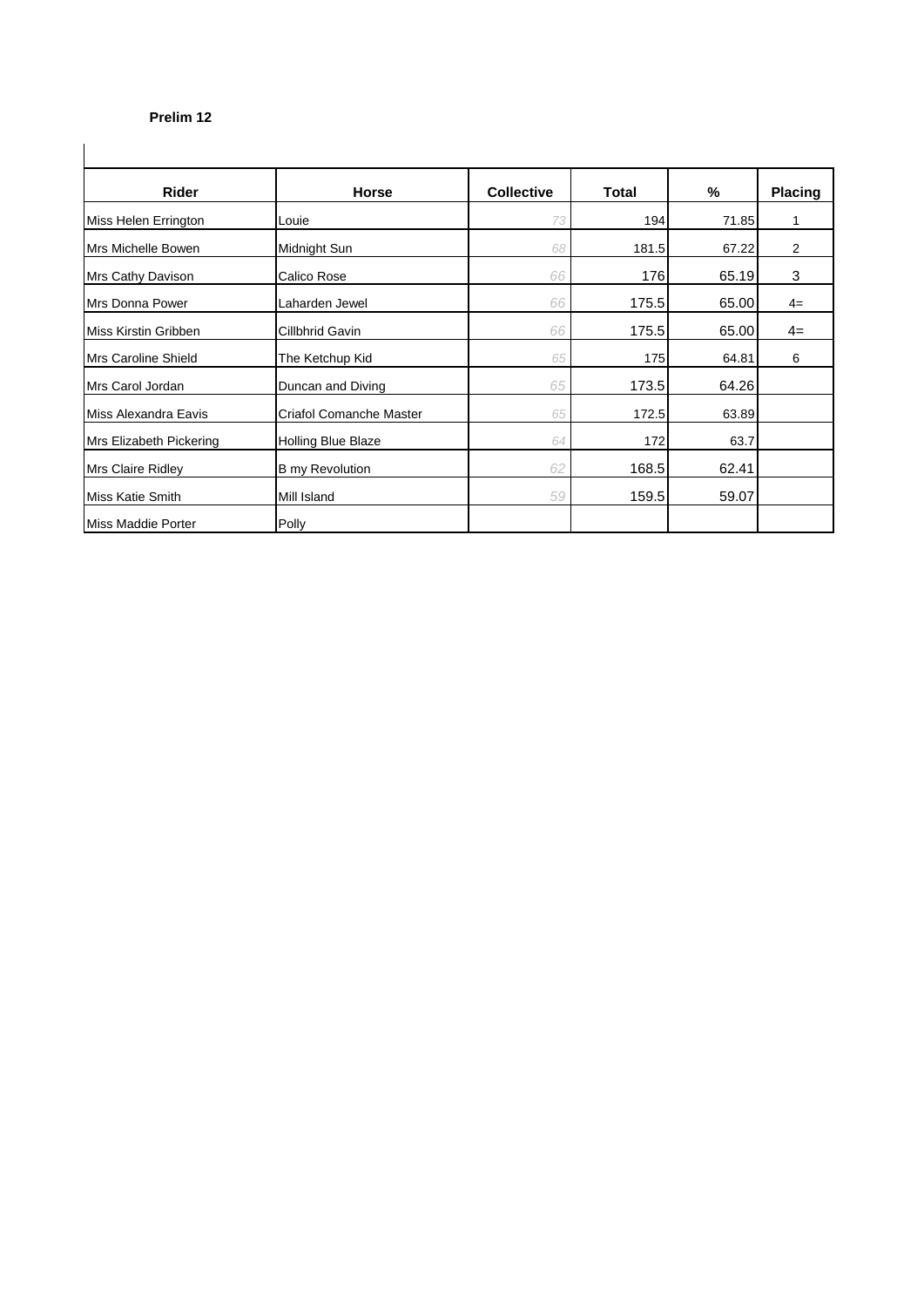**Prelim 12**

| Rider | Horse | Collective | Total | % | Placing |
|---|---|---|---|---|---|
| Miss Helen Errington | Louie | 73 | 194 | 71.85 | 1 |
| Mrs Michelle Bowen | Midnight Sun | 68 | 181.5 | 67.22 | 2 |
| Mrs Cathy Davison | Calico Rose | 66 | 176 | 65.19 | 3 |
| Mrs Donna Power | Laharden Jewel | 66 | 175.5 | 65.00 | 4= |
| Miss Kirstin Gribben | Cillbhrid Gavin | 66 | 175.5 | 65.00 | 4= |
| Mrs Caroline Shield | The Ketchup Kid | 65 | 175 | 64.81 | 6 |
| Mrs Carol Jordan | Duncan and Diving | 65 | 173.5 | 64.26 | |
| Miss Alexandra Eavis | Criafol Comanche Master | 65 | 172.5 | 63.89 | |
| Mrs Elizabeth Pickering | Holling Blue Blaze | 64 | 172 | 63.7 | |
| Mrs Claire Ridley | B my Revolution | 62 | 168.5 | 62.41 | |
| Miss Katie Smith | Mill Island | 59 | 159.5 | 59.07 | |
| Miss Maddie Porter | Polly | | | | |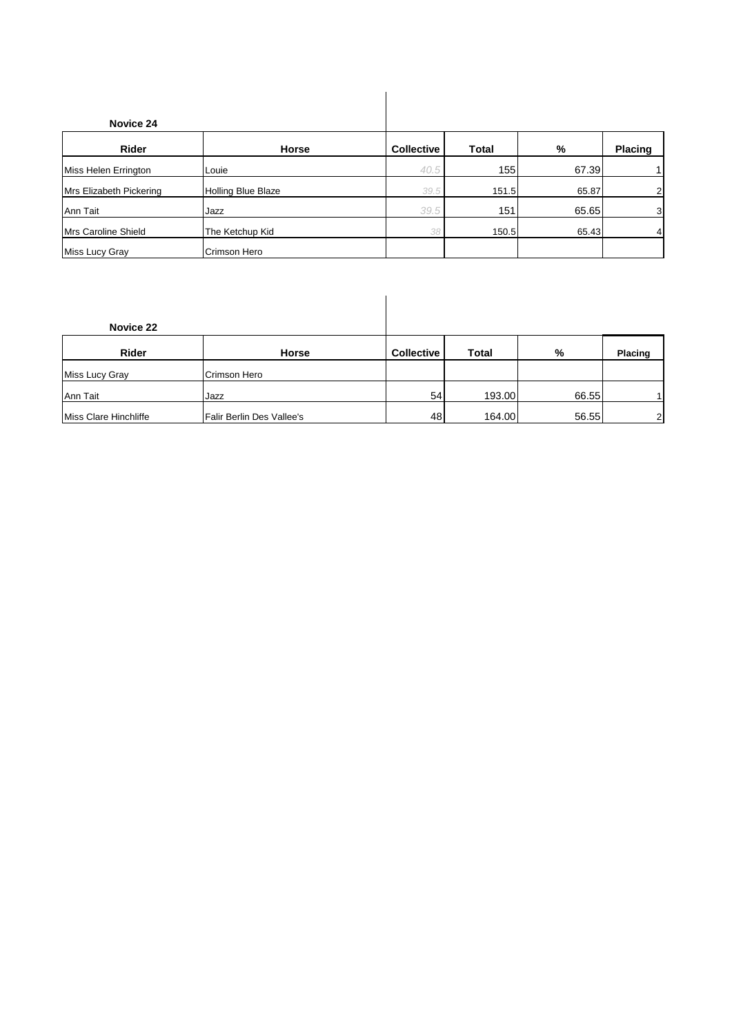**Novice 24**

| Rider | Horse | Collective | Total | % | Placing |
|---|---|---|---|---|---|
| Miss Helen Errington | Louie | 40.5 | 155 | 67.39 | 1 |
| Mrs Elizabeth Pickering | Holling Blue Blaze | 39.5 | 151.5 | 65.87 | 2 |
| Ann Tait | Jazz | 39.5 | 151 | 65.65 | 3 |
| Mrs Caroline Shield | The Ketchup Kid | 38 | 150.5 | 65.43 | 4 |
| Miss Lucy Gray | Crimson Hero | | | | |

**Novice 22**

| Rider | Horse | Collective | Total | % | Placing |
|---|---|---|---|---|---|
| Miss Lucy Gray | Crimson Hero | | | | |
| Ann Tait | Jazz | 54 | 193.00 | 66.55 | 1 |
| Miss Clare Hinchliffe | Falir Berlin Des Vallee's | 48 | 164.00 | 56.55 | 2 |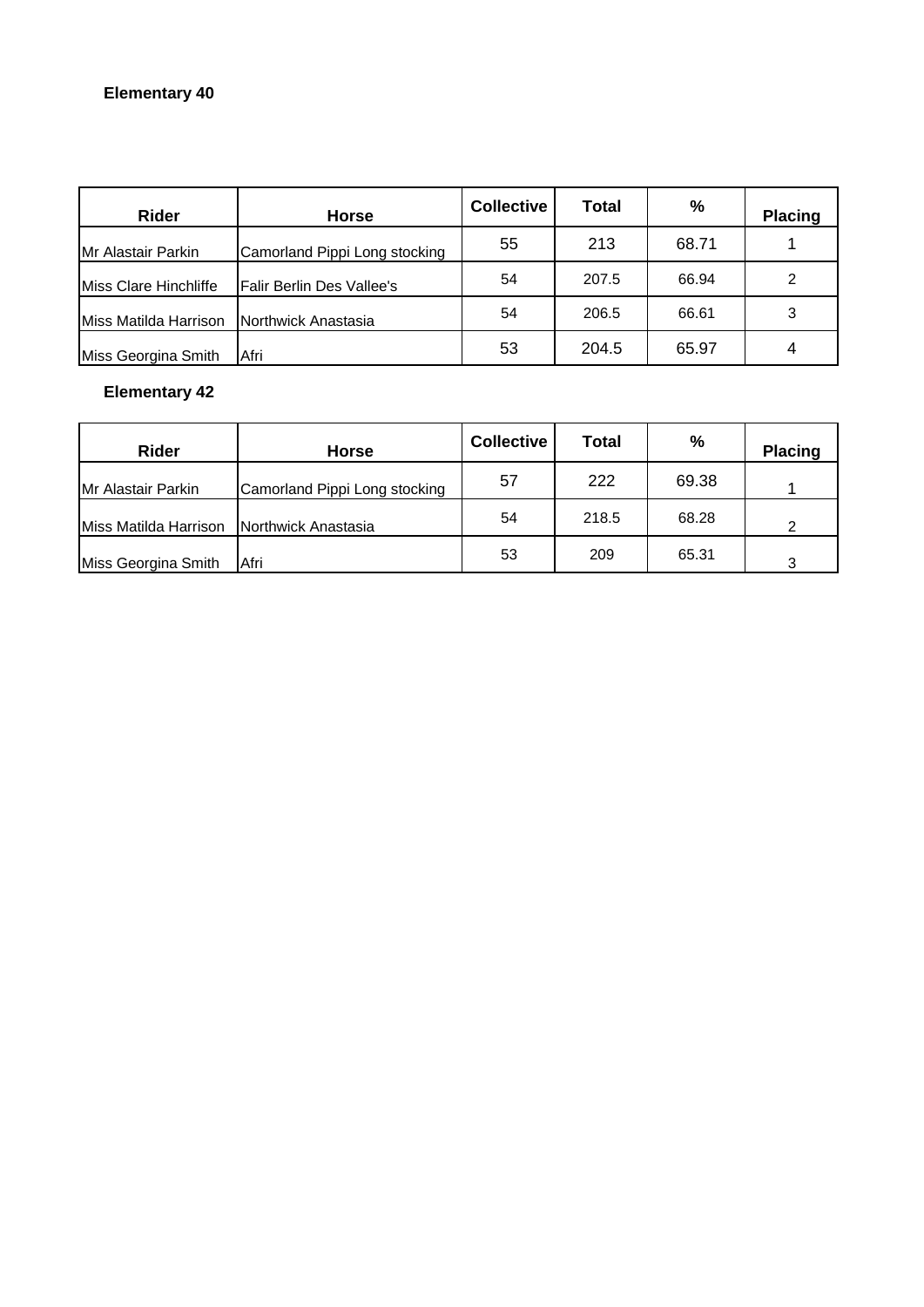## Elementary 40

| Rider | Horse | Collective | Total | % | Placing |
|---|---|---|---|---|---|
| Mr Alastair Parkin | Camorland Pippi Long stocking | 55 | 213 | 68.71 | 1 |
| Miss Clare Hinchliffe | Falir Berlin Des Vallee's | 54 | 207.5 | 66.94 | 2 |
| Miss Matilda Harrison | Northwick Anastasia | 54 | 206.5 | 66.61 | 3 |
| Miss Georgina Smith | Afri | 53 | 204.5 | 65.97 | 4 |

## Elementary 42

| Rider | Horse | Collective | Total | % | Placing |
|---|---|---|---|---|---|
| Mr Alastair Parkin | Camorland Pippi Long stocking | 57 | 222 | 69.38 | 1 |
| Miss Matilda Harrison | Northwick Anastasia | 54 | 218.5 | 68.28 | 2 |
| Miss Georgina Smith | Afri | 53 | 209 | 65.31 | 3 |